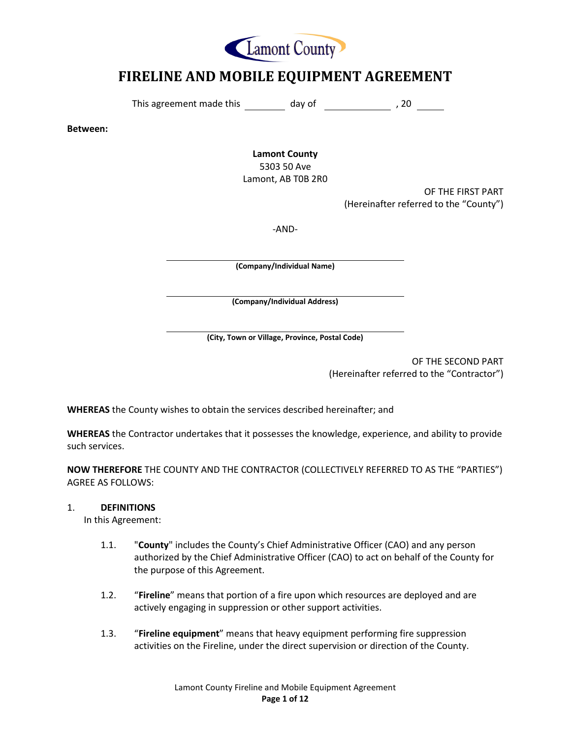Lamont County

# FIRELINE AND MOBILE EQUIPMENT AGREEMENT

This agreement made this ________ day of ____________ , 20 _____

**Between:**

**Lamont County**
5303 50 Ave
Lamont, AB T0B 2R0

OF THE FIRST PART
(Hereinafter referred to the "County")

-AND-

______________________________________________
**(Company/Individual Name)**

______________________________________________
**(Company/Individual Address)**

______________________________________________
**(City, Town or Village, Province, Postal Code)**

OF THE SECOND PART
(Hereinafter referred to the "Contractor")

**WHEREAS** the County wishes to obtain the services described hereinafter; and

**WHEREAS** the Contractor undertakes that it possesses the knowledge, experience, and ability to provide such services.

**NOW THEREFORE** THE COUNTY AND THE CONTRACTOR (COLLECTIVELY REFERRED TO AS THE "PARTIES") AGREE AS FOLLOWS:

1. **DEFINITIONS**
   In this Agreement:

   1.1. "**County**" includes the County's Chief Administrative Officer (CAO) and any person authorized by the Chief Administrative Officer (CAO) to act on behalf of the County for the purpose of this Agreement.

   1.2. "**Fireline**" means that portion of a fire upon which resources are deployed and are actively engaging in suppression or other support activities.

   1.3. "**Fireline equipment**" means that heavy equipment performing fire suppression activities on the Fireline, under the direct supervision or direction of the County.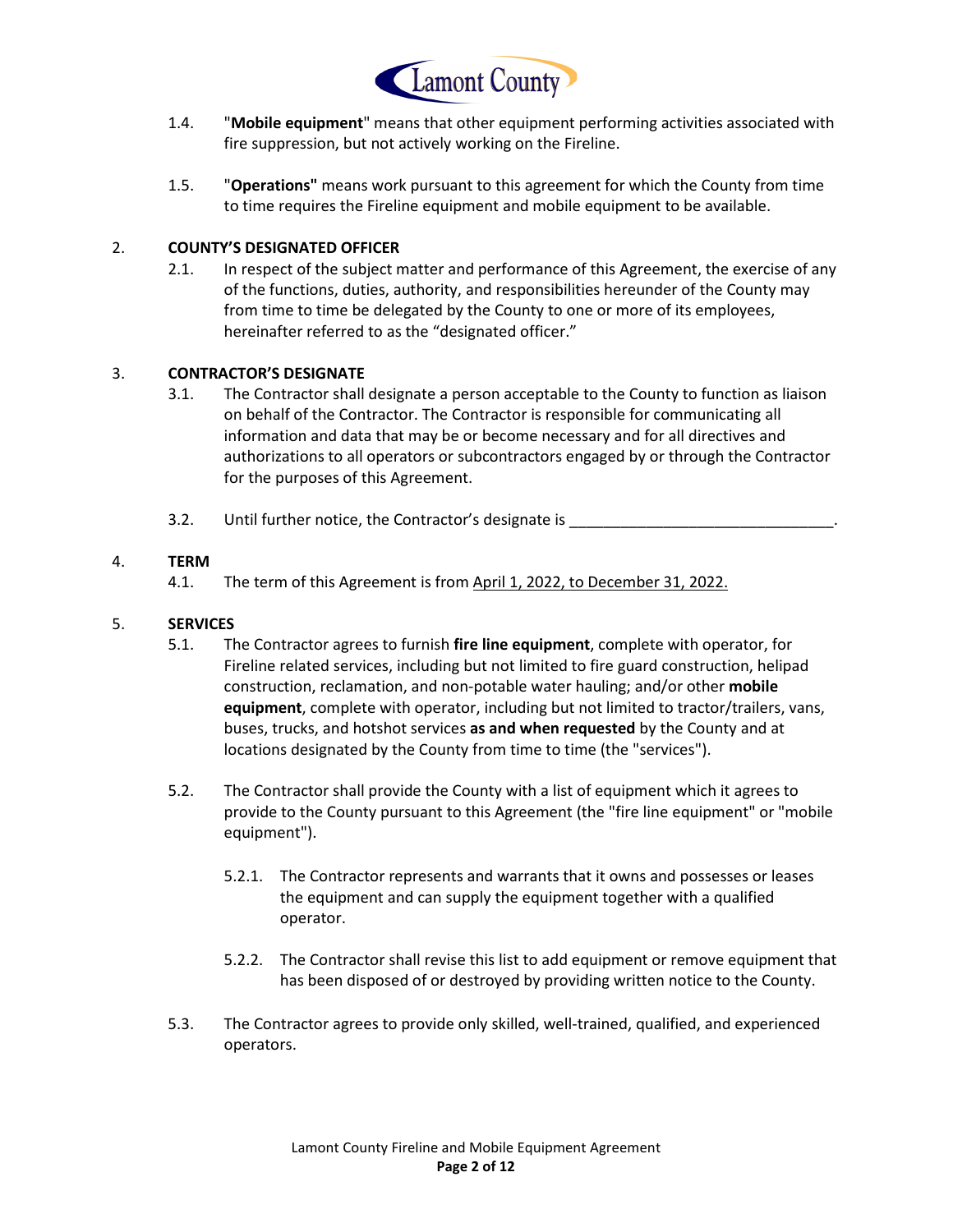1.4. "**Mobile equipment**" means that other equipment performing activities associated with fire suppression, but not actively working on the Fireline.

1.5. "**Operations"** means work pursuant to this agreement for which the County from time to time requires the Fireline equipment and mobile equipment to be available.

## 2. COUNTY'S DESIGNATED OFFICER

2.1. In respect of the subject matter and performance of this Agreement, the exercise of any of the functions, duties, authority, and responsibilities hereunder of the County may from time to time be delegated by the County to one or more of its employees, hereinafter referred to as the "designated officer."

## 3. CONTRACTOR'S DESIGNATE

3.1. The Contractor shall designate a person acceptable to the County to function as liaison on behalf of the Contractor. The Contractor is responsible for communicating all information and data that may be or become necessary and for all directives and authorizations to all operators or subcontractors engaged by or through the Contractor for the purposes of this Agreement.

3.2. Until further notice, the Contractor's designate is _______________________________.

## 4. TERM

4.1. The term of this Agreement is from <u>April 1, 2022, to December 31, 2022.</u>

## 5. SERVICES

5.1. The Contractor agrees to furnish **fire line equipment**, complete with operator, for Fireline related services, including but not limited to fire guard construction, helipad construction, reclamation, and non-potable water hauling; and/or other **mobile equipment**, complete with operator, including but not limited to tractor/trailers, vans, buses, trucks, and hotshot services **as and when requested** by the County and at locations designated by the County from time to time (the "services").

5.2. The Contractor shall provide the County with a list of equipment which it agrees to provide to the County pursuant to this Agreement (the "fire line equipment" or "mobile equipment").

5.2.1. The Contractor represents and warrants that it owns and possesses or leases the equipment and can supply the equipment together with a qualified operator.

5.2.2. The Contractor shall revise this list to add equipment or remove equipment that has been disposed of or destroyed by providing written notice to the County.

5.3. The Contractor agrees to provide only skilled, well-trained, qualified, and experienced operators.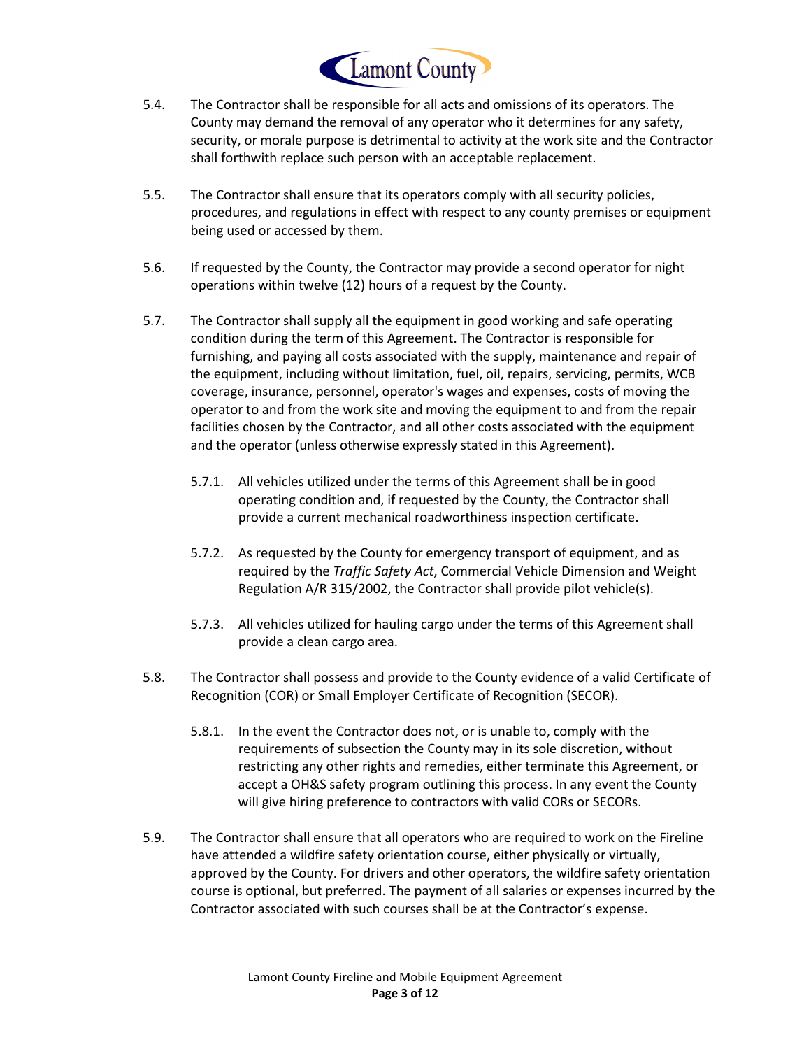5.4. The Contractor shall be responsible for all acts and omissions of its operators. The County may demand the removal of any operator who it determines for any safety, security, or morale purpose is detrimental to activity at the work site and the Contractor shall forthwith replace such person with an acceptable replacement.

5.5. The Contractor shall ensure that its operators comply with all security policies, procedures, and regulations in effect with respect to any county premises or equipment being used or accessed by them.

5.6. If requested by the County, the Contractor may provide a second operator for night operations within twelve (12) hours of a request by the County.

5.7. The Contractor shall supply all the equipment in good working and safe operating condition during the term of this Agreement. The Contractor is responsible for furnishing, and paying all costs associated with the supply, maintenance and repair of the equipment, including without limitation, fuel, oil, repairs, servicing, permits, WCB coverage, insurance, personnel, operator's wages and expenses, costs of moving the operator to and from the work site and moving the equipment to and from the repair facilities chosen by the Contractor, and all other costs associated with the equipment and the operator (unless otherwise expressly stated in this Agreement).

5.7.1. All vehicles utilized under the terms of this Agreement shall be in good operating condition and, if requested by the County, the Contractor shall provide a current mechanical roadworthiness inspection certificate**.**

5.7.2. As requested by the County for emergency transport of equipment, and as required by the *Traffic Safety Act*, Commercial Vehicle Dimension and Weight Regulation A/R 315/2002, the Contractor shall provide pilot vehicle(s).

5.7.3. All vehicles utilized for hauling cargo under the terms of this Agreement shall provide a clean cargo area.

5.8. The Contractor shall possess and provide to the County evidence of a valid Certificate of Recognition (COR) or Small Employer Certificate of Recognition (SECOR).

5.8.1. In the event the Contractor does not, or is unable to, comply with the requirements of subsection the County may in its sole discretion, without restricting any other rights and remedies, either terminate this Agreement, or accept a OH&S safety program outlining this process. In any event the County will give hiring preference to contractors with valid CORs or SECORs.

5.9. The Contractor shall ensure that all operators who are required to work on the Fireline have attended a wildfire safety orientation course, either physically or virtually, approved by the County. For drivers and other operators, the wildfire safety orientation course is optional, but preferred. The payment of all salaries or expenses incurred by the Contractor associated with such courses shall be at the Contractor's expense.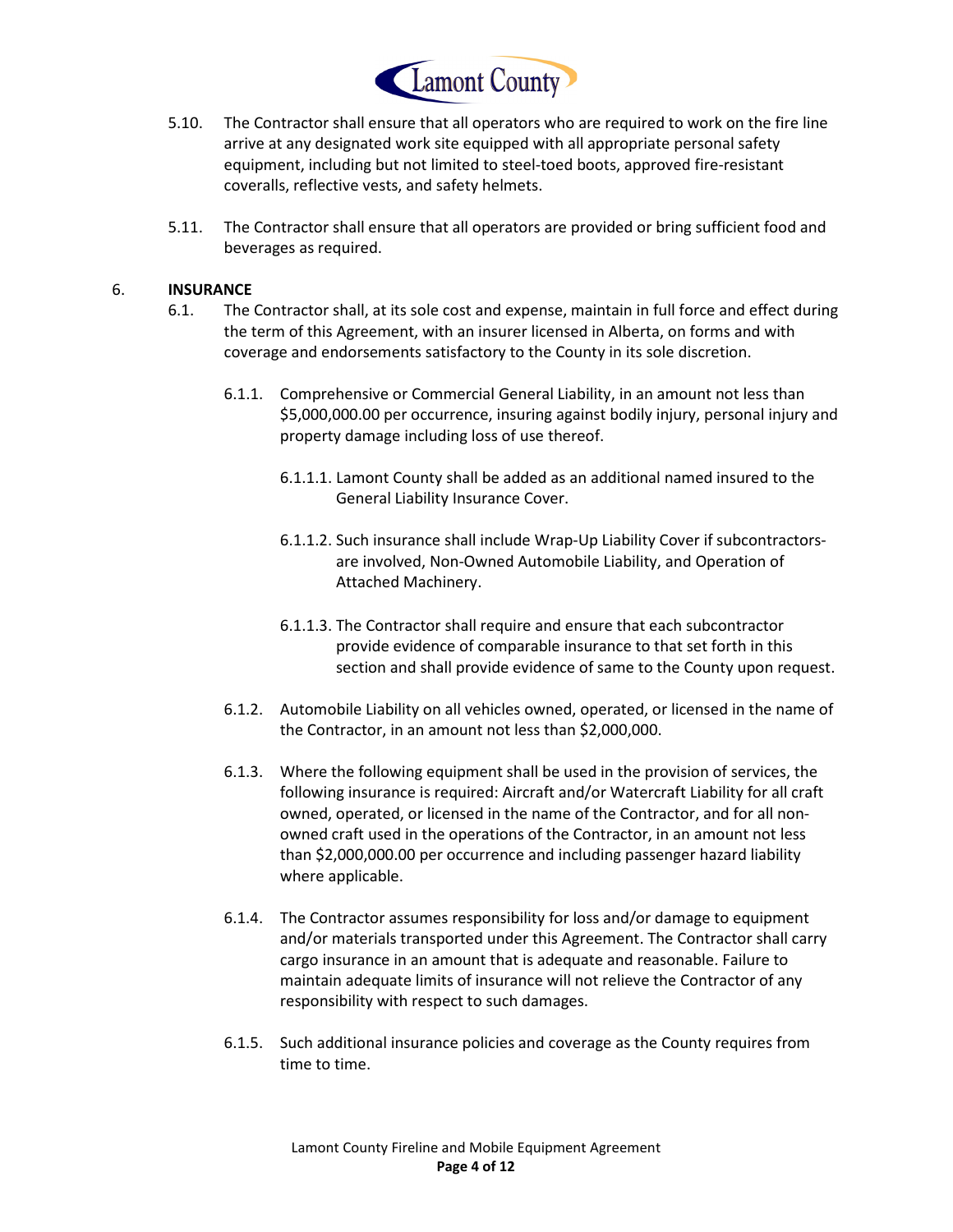5.10. The Contractor shall ensure that all operators who are required to work on the fire line arrive at any designated work site equipped with all appropriate personal safety equipment, including but not limited to steel-toed boots, approved fire-resistant coveralls, reflective vests, and safety helmets.

5.11. The Contractor shall ensure that all operators are provided or bring sufficient food and beverages as required.

6. **INSURANCE**

6.1. The Contractor shall, at its sole cost and expense, maintain in full force and effect during the term of this Agreement, with an insurer licensed in Alberta, on forms and with coverage and endorsements satisfactory to the County in its sole discretion.

6.1.1. Comprehensive or Commercial General Liability, in an amount not less than $5,000,000.00 per occurrence, insuring against bodily injury, personal injury and property damage including loss of use thereof.

6.1.1.1. Lamont County shall be added as an additional named insured to the General Liability Insurance Cover.

6.1.1.2. Such insurance shall include Wrap-Up Liability Cover if subcontractors-are involved, Non-Owned Automobile Liability, and Operation of Attached Machinery.

6.1.1.3. The Contractor shall require and ensure that each subcontractor provide evidence of comparable insurance to that set forth in this section and shall provide evidence of same to the County upon request.

6.1.2. Automobile Liability on all vehicles owned, operated, or licensed in the name of the Contractor, in an amount not less than $2,000,000.

6.1.3. Where the following equipment shall be used in the provision of services, the following insurance is required: Aircraft and/or Watercraft Liability for all craft owned, operated, or licensed in the name of the Contractor, and for all non-owned craft used in the operations of the Contractor, in an amount not less than $2,000,000.00 per occurrence and including passenger hazard liability where applicable.

6.1.4. The Contractor assumes responsibility for loss and/or damage to equipment and/or materials transported under this Agreement. The Contractor shall carry cargo insurance in an amount that is adequate and reasonable. Failure to maintain adequate limits of insurance will not relieve the Contractor of any responsibility with respect to such damages.

6.1.5. Such additional insurance policies and coverage as the County requires from time to time.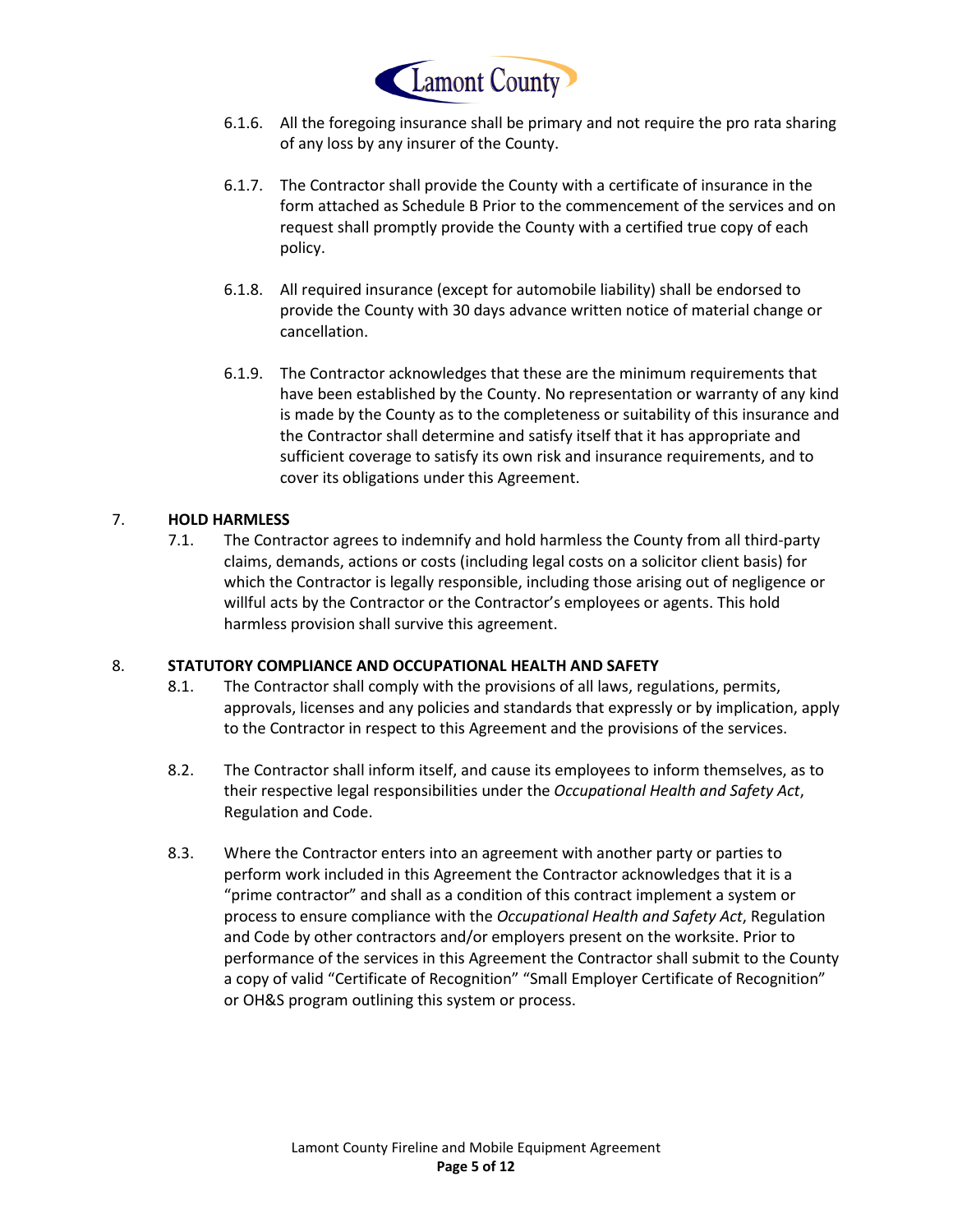6.1.6. All the foregoing insurance shall be primary and not require the pro rata sharing of any loss by any insurer of the County.

6.1.7. The Contractor shall provide the County with a certificate of insurance in the form attached as Schedule B Prior to the commencement of the services and on request shall promptly provide the County with a certified true copy of each policy.

6.1.8. All required insurance (except for automobile liability) shall be endorsed to provide the County with 30 days advance written notice of material change or cancellation.

6.1.9. The Contractor acknowledges that these are the minimum requirements that have been established by the County. No representation or warranty of any kind is made by the County as to the completeness or suitability of this insurance and the Contractor shall determine and satisfy itself that it has appropriate and sufficient coverage to satisfy its own risk and insurance requirements, and to cover its obligations under this Agreement.

7. **HOLD HARMLESS**

7.1. The Contractor agrees to indemnify and hold harmless the County from all third-party claims, demands, actions or costs (including legal costs on a solicitor client basis) for which the Contractor is legally responsible, including those arising out of negligence or willful acts by the Contractor or the Contractor's employees or agents. This hold harmless provision shall survive this agreement.

8. **STATUTORY COMPLIANCE AND OCCUPATIONAL HEALTH AND SAFETY**

8.1. The Contractor shall comply with the provisions of all laws, regulations, permits, approvals, licenses and any policies and standards that expressly or by implication, apply to the Contractor in respect to this Agreement and the provisions of the services.

8.2. The Contractor shall inform itself, and cause its employees to inform themselves, as to their respective legal responsibilities under the *Occupational Health and Safety Act*, Regulation and Code.

8.3. Where the Contractor enters into an agreement with another party or parties to perform work included in this Agreement the Contractor acknowledges that it is a "prime contractor" and shall as a condition of this contract implement a system or process to ensure compliance with the *Occupational Health and Safety Act*, Regulation and Code by other contractors and/or employers present on the worksite. Prior to performance of the services in this Agreement the Contractor shall submit to the County a copy of valid "Certificate of Recognition" "Small Employer Certificate of Recognition" or OH&S program outlining this system or process.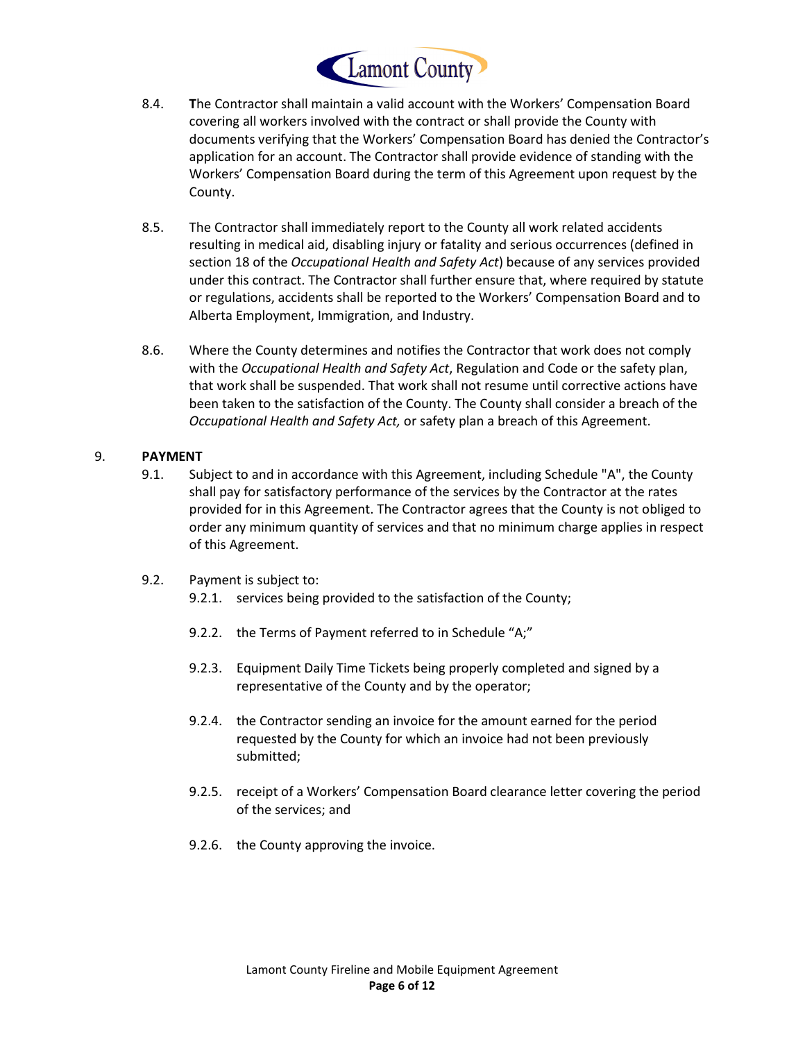8.4. **T**he Contractor shall maintain a valid account with the Workers' Compensation Board covering all workers involved with the contract or shall provide the County with documents verifying that the Workers' Compensation Board has denied the Contractor's application for an account. The Contractor shall provide evidence of standing with the Workers' Compensation Board during the term of this Agreement upon request by the County.

8.5. The Contractor shall immediately report to the County all work related accidents resulting in medical aid, disabling injury or fatality and serious occurrences (defined in section 18 of the *Occupational Health and Safety Act*) because of any services provided under this contract. The Contractor shall further ensure that, where required by statute or regulations, accidents shall be reported to the Workers' Compensation Board and to Alberta Employment, Immigration, and Industry.

8.6. Where the County determines and notifies the Contractor that work does not comply with the *Occupational Health and Safety Act*, Regulation and Code or the safety plan, that work shall be suspended. That work shall not resume until corrective actions have been taken to the satisfaction of the County. The County shall consider a breach of the *Occupational Health and Safety Act,* or safety plan a breach of this Agreement.

## 9. PAYMENT

9.1. Subject to and in accordance with this Agreement, including Schedule "A", the County shall pay for satisfactory performance of the services by the Contractor at the rates provided for in this Agreement. The Contractor agrees that the County is not obliged to order any minimum quantity of services and that no minimum charge applies in respect of this Agreement.

9.2. Payment is subject to:

9.2.1. services being provided to the satisfaction of the County;

9.2.2. the Terms of Payment referred to in Schedule "A;"

9.2.3. Equipment Daily Time Tickets being properly completed and signed by a representative of the County and by the operator;

9.2.4. the Contractor sending an invoice for the amount earned for the period requested by the County for which an invoice had not been previously submitted;

9.2.5. receipt of a Workers' Compensation Board clearance letter covering the period of the services; and

9.2.6. the County approving the invoice.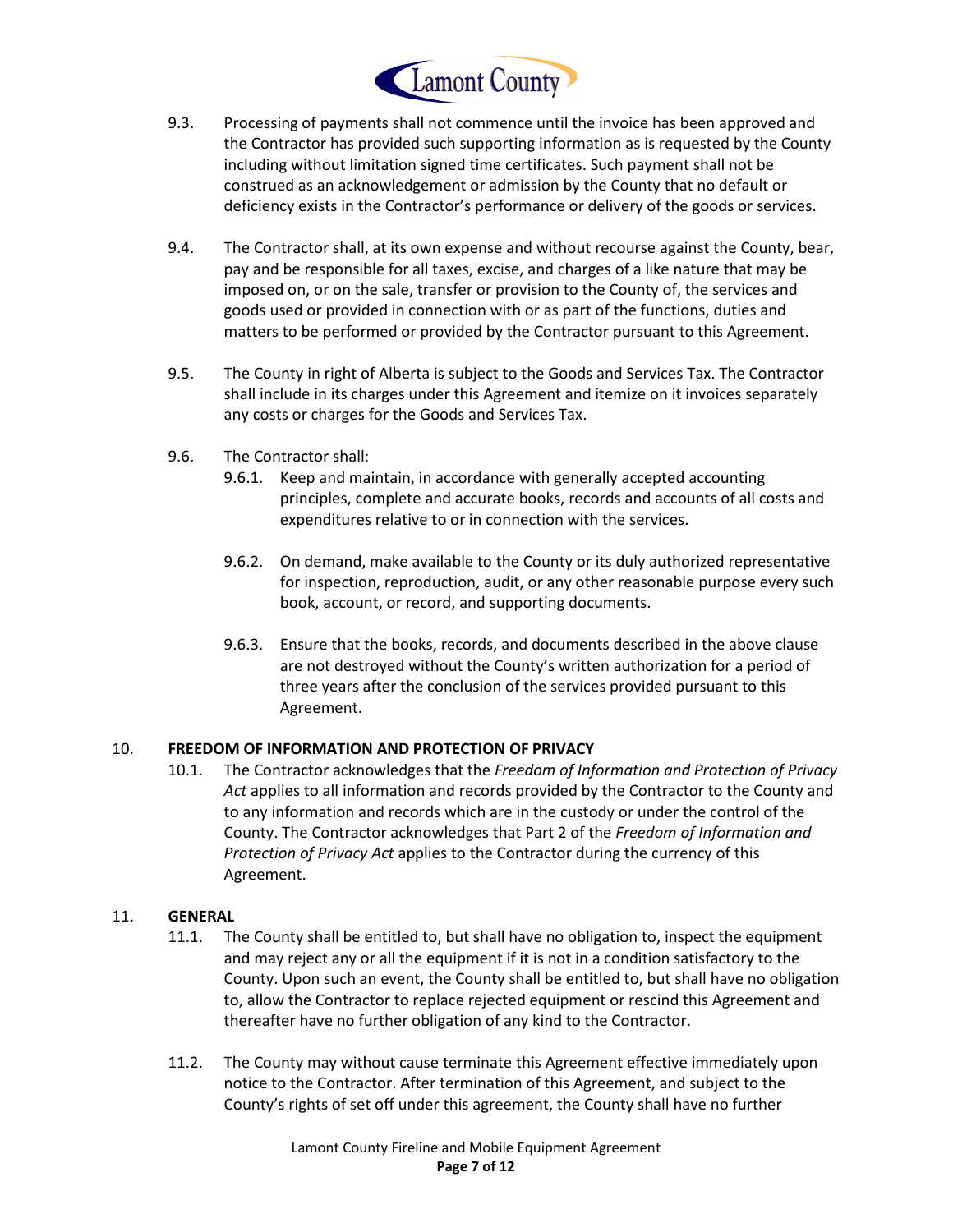9.3. Processing of payments shall not commence until the invoice has been approved and the Contractor has provided such supporting information as is requested by the County including without limitation signed time certificates. Such payment shall not be construed as an acknowledgement or admission by the County that no default or deficiency exists in the Contractor's performance or delivery of the goods or services.

9.4. The Contractor shall, at its own expense and without recourse against the County, bear, pay and be responsible for all taxes, excise, and charges of a like nature that may be imposed on, or on the sale, transfer or provision to the County of, the services and goods used or provided in connection with or as part of the functions, duties and matters to be performed or provided by the Contractor pursuant to this Agreement.

9.5. The County in right of Alberta is subject to the Goods and Services Tax. The Contractor shall include in its charges under this Agreement and itemize on it invoices separately any costs or charges for the Goods and Services Tax.

9.6. The Contractor shall:

9.6.1. Keep and maintain, in accordance with generally accepted accounting principles, complete and accurate books, records and accounts of all costs and expenditures relative to or in connection with the services.

9.6.2. On demand, make available to the County or its duly authorized representative for inspection, reproduction, audit, or any other reasonable purpose every such book, account, or record, and supporting documents.

9.6.3. Ensure that the books, records, and documents described in the above clause are not destroyed without the County's written authorization for a period of three years after the conclusion of the services provided pursuant to this Agreement.

## 10. FREEDOM OF INFORMATION AND PROTECTION OF PRIVACY

10.1. The Contractor acknowledges that the *Freedom of Information and Protection of Privacy Act* applies to all information and records provided by the Contractor to the County and to any information and records which are in the custody or under the control of the County. The Contractor acknowledges that Part 2 of the *Freedom of Information and Protection of Privacy Act* applies to the Contractor during the currency of this Agreement.

## 11. GENERAL

11.1. The County shall be entitled to, but shall have no obligation to, inspect the equipment and may reject any or all the equipment if it is not in a condition satisfactory to the County. Upon such an event, the County shall be entitled to, but shall have no obligation to, allow the Contractor to replace rejected equipment or rescind this Agreement and thereafter have no further obligation of any kind to the Contractor.

11.2. The County may without cause terminate this Agreement effective immediately upon notice to the Contractor. After termination of this Agreement, and subject to the County's rights of set off under this agreement, the County shall have no further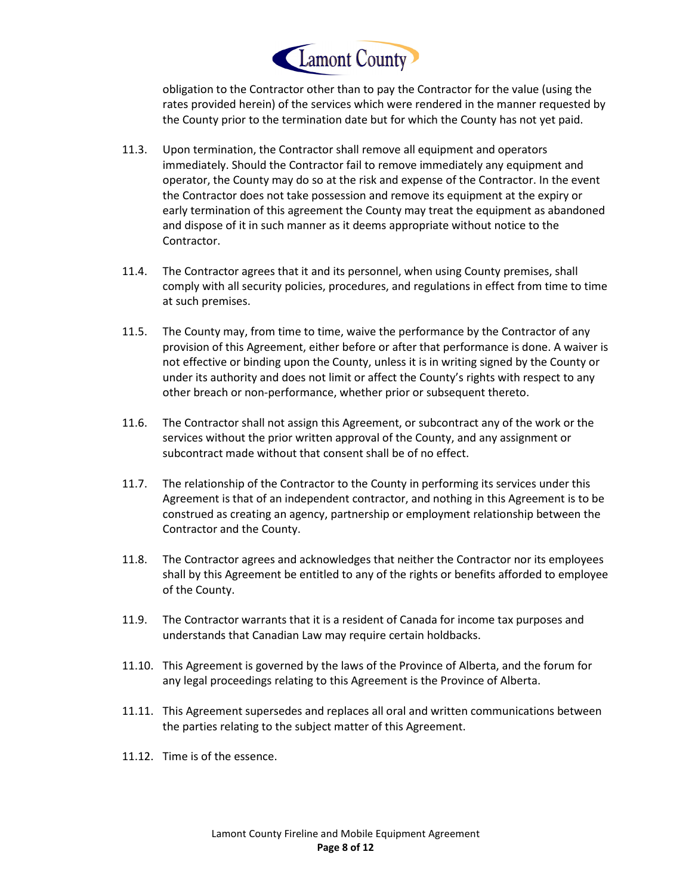obligation to the Contractor other than to pay the Contractor for the value (using the rates provided herein) of the services which were rendered in the manner requested by the County prior to the termination date but for which the County has not yet paid.

11.3. Upon termination, the Contractor shall remove all equipment and operators immediately. Should the Contractor fail to remove immediately any equipment and operator, the County may do so at the risk and expense of the Contractor. In the event the Contractor does not take possession and remove its equipment at the expiry or early termination of this agreement the County may treat the equipment as abandoned and dispose of it in such manner as it deems appropriate without notice to the Contractor.

11.4. The Contractor agrees that it and its personnel, when using County premises, shall comply with all security policies, procedures, and regulations in effect from time to time at such premises.

11.5. The County may, from time to time, waive the performance by the Contractor of any provision of this Agreement, either before or after that performance is done. A waiver is not effective or binding upon the County, unless it is in writing signed by the County or under its authority and does not limit or affect the County's rights with respect to any other breach or non-performance, whether prior or subsequent thereto.

11.6. The Contractor shall not assign this Agreement, or subcontract any of the work or the services without the prior written approval of the County, and any assignment or subcontract made without that consent shall be of no effect.

11.7. The relationship of the Contractor to the County in performing its services under this Agreement is that of an independent contractor, and nothing in this Agreement is to be construed as creating an agency, partnership or employment relationship between the Contractor and the County.

11.8. The Contractor agrees and acknowledges that neither the Contractor nor its employees shall by this Agreement be entitled to any of the rights or benefits afforded to employee of the County.

11.9. The Contractor warrants that it is a resident of Canada for income tax purposes and understands that Canadian Law may require certain holdbacks.

11.10. This Agreement is governed by the laws of the Province of Alberta, and the forum for any legal proceedings relating to this Agreement is the Province of Alberta.

11.11. This Agreement supersedes and replaces all oral and written communications between the parties relating to the subject matter of this Agreement.

11.12. Time is of the essence.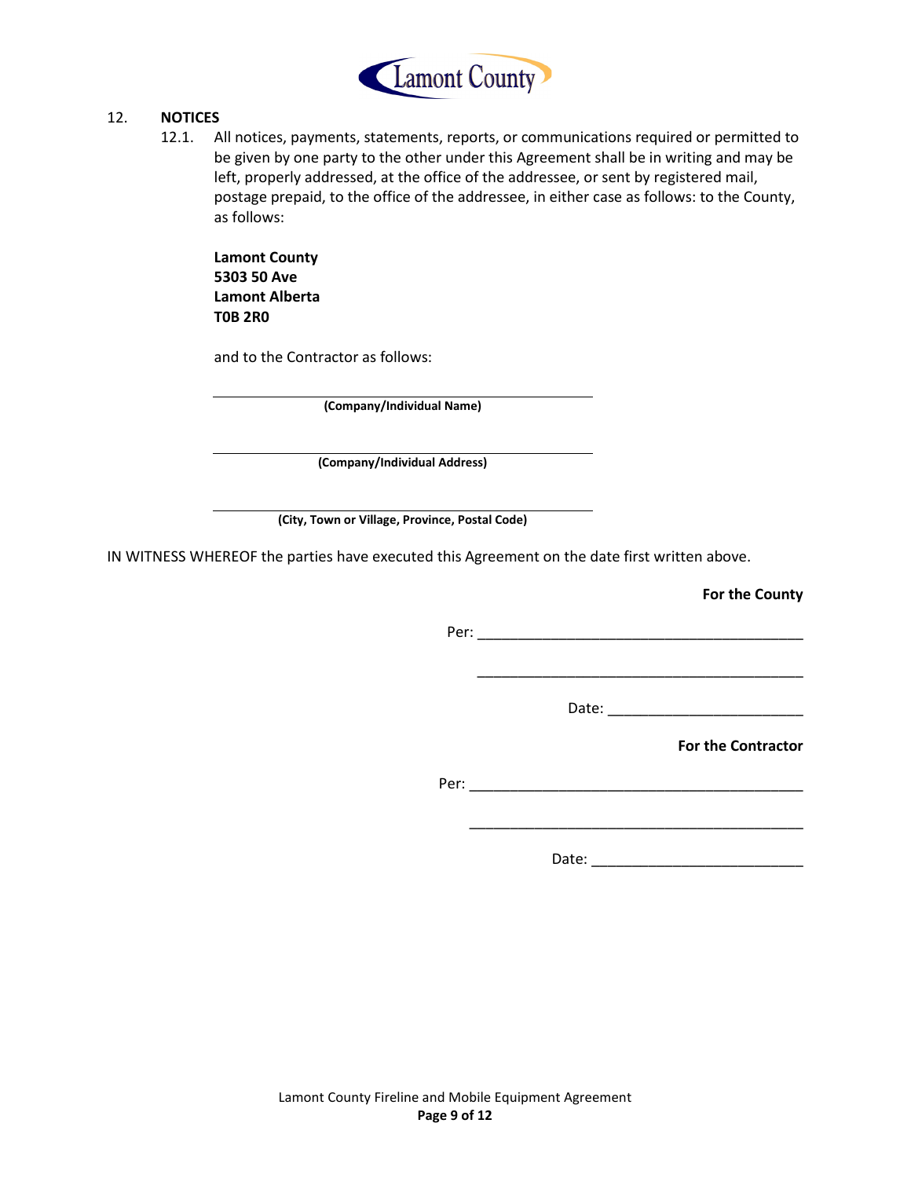## 12. NOTICES

12.1. All notices, payments, statements, reports, or communications required or permitted to be given by one party to the other under this Agreement shall be in writing and may be left, properly addressed, at the office of the addressee, or sent by registered mail, postage prepaid, to the office of the addressee, in either case as follows: to the County, as follows:

**Lamont County**
**5303 50 Ave**
**Lamont Alberta**
**T0B 2R0**

and to the Contractor as follows:

______________________________________________
**(Company/Individual Name)**

______________________________________________
**(Company/Individual Address)**

______________________________________________
**(City, Town or Village, Province, Postal Code)**

IN WITNESS WHEREOF the parties have executed this Agreement on the date first written above.

**For the County**

Per: ________________________________________

________________________________________

Date: ________________________

**For the Contractor**

Per: ________________________________________

________________________________________

Date: ________________________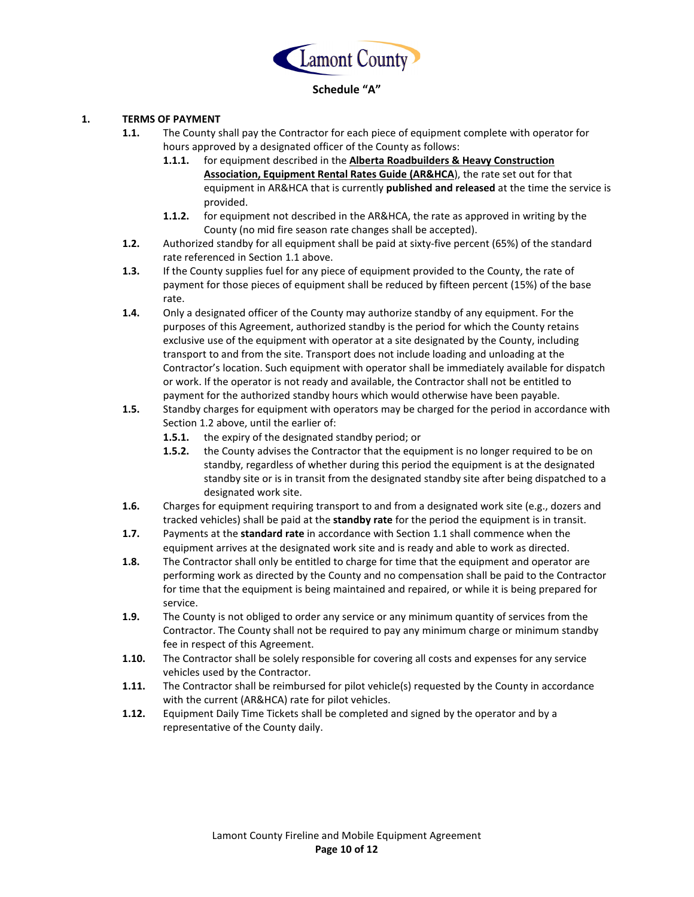Lamont County

## Schedule "A"

**1. TERMS OF PAYMENT**

**1.1.** The County shall pay the Contractor for each piece of equipment complete with operator for hours approved by a designated officer of the County as follows:

**1.1.1.** for equipment described in the **Alberta Roadbuilders & Heavy Construction Association, Equipment Rental Rates Guide (AR&HCA**), the rate set out for that equipment in AR&HCA that is currently **published and released** at the time the service is provided.

**1.1.2.** for equipment not described in the AR&HCA, the rate as approved in writing by the County (no mid fire season rate changes shall be accepted).

**1.2.** Authorized standby for all equipment shall be paid at sixty-five percent (65%) of the standard rate referenced in Section 1.1 above.

**1.3.** If the County supplies fuel for any piece of equipment provided to the County, the rate of payment for those pieces of equipment shall be reduced by fifteen percent (15%) of the base rate.

**1.4.** Only a designated officer of the County may authorize standby of any equipment. For the purposes of this Agreement, authorized standby is the period for which the County retains exclusive use of the equipment with operator at a site designated by the County, including transport to and from the site. Transport does not include loading and unloading at the Contractor's location. Such equipment with operator shall be immediately available for dispatch or work. If the operator is not ready and available, the Contractor shall not be entitled to payment for the authorized standby hours which would otherwise have been payable.

**1.5.** Standby charges for equipment with operators may be charged for the period in accordance with Section 1.2 above, until the earlier of:

**1.5.1.** the expiry of the designated standby period; or

**1.5.2.** the County advises the Contractor that the equipment is no longer required to be on standby, regardless of whether during this period the equipment is at the designated standby site or is in transit from the designated standby site after being dispatched to a designated work site.

**1.6.** Charges for equipment requiring transport to and from a designated work site (e.g., dozers and tracked vehicles) shall be paid at the **standby rate** for the period the equipment is in transit.

**1.7.** Payments at the **standard rate** in accordance with Section 1.1 shall commence when the equipment arrives at the designated work site and is ready and able to work as directed.

**1.8.** The Contractor shall only be entitled to charge for time that the equipment and operator are performing work as directed by the County and no compensation shall be paid to the Contractor for time that the equipment is being maintained and repaired, or while it is being prepared for service.

**1.9.** The County is not obliged to order any service or any minimum quantity of services from the Contractor. The County shall not be required to pay any minimum charge or minimum standby fee in respect of this Agreement.

**1.10.** The Contractor shall be solely responsible for covering all costs and expenses for any service vehicles used by the Contractor.

**1.11.** The Contractor shall be reimbursed for pilot vehicle(s) requested by the County in accordance with the current (AR&HCA) rate for pilot vehicles.

**1.12.** Equipment Daily Time Tickets shall be completed and signed by the operator and by a representative of the County daily.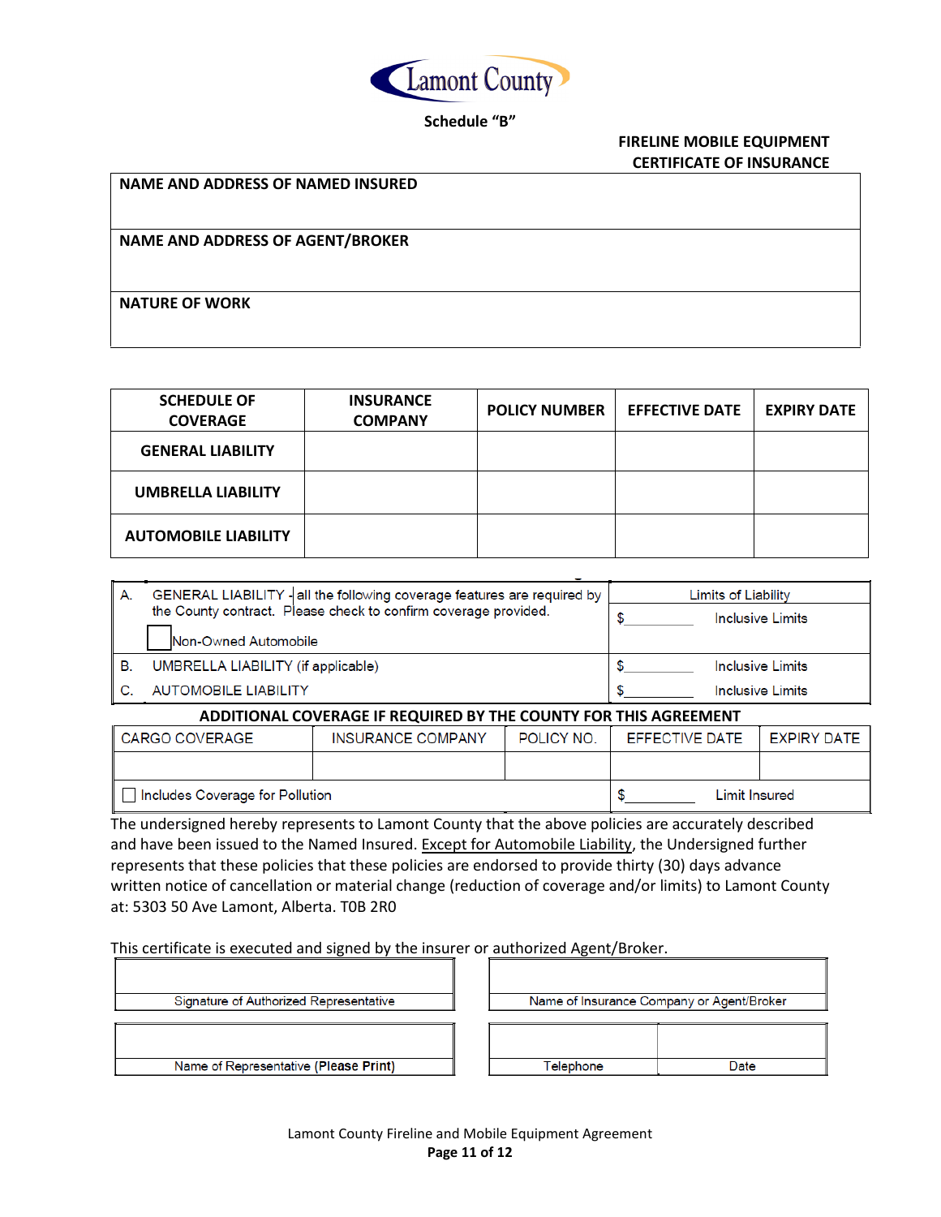Lamont County

**Schedule "B"**

**FIRELINE MOBILE EQUIPMENT CERTIFICATE OF INSURANCE**

| **NAME AND ADDRESS OF NAMED INSURED** |
|---|
| **NAME AND ADDRESS OF AGENT/BROKER** |
| **NATURE OF WORK** |

| SCHEDULE OF COVERAGE | INSURANCE COMPANY | POLICY NUMBER | EFFECTIVE DATE | EXPIRY DATE |
|---|---|---|---|---|
| GENERAL LIABILITY | | | | |
| UMBRELLA LIABILITY | | | | |
| AUTOMOBILE LIABILITY | | | | |

| | | Limits of Liability |
|---|---|---|
| A. | GENERAL LIABILITY - all the following coverage features are required by the County contract. Please check to confirm coverage provided. ☐ Non-Owned Automobile | $\_\_\_\_\_\_\_\_\_ Inclusive Limits |
| B. | UMBRELLA LIABILITY (if applicable) | $\_\_\_\_\_\_\_\_\_ Inclusive Limits |
| C. | AUTOMOBILE LIABILITY | $\_\_\_\_\_\_\_\_\_ Inclusive Limits |

**ADDITIONAL COVERAGE IF REQUIRED BY THE COUNTY FOR THIS AGREEMENT**

| CARGO COVERAGE | INSURANCE COMPANY | POLICY NO. | EFFECTIVE DATE | EXPIRY DATE |
|---|---|---|---|---|
| | | | | |
| ☐ Includes Coverage for Pollution | | | $\_\_\_\_\_\_\_\_\_ Limit Insured | |

The undersigned hereby represents to Lamont County that the above policies are accurately described and have been issued to the Named Insured. Except for Automobile Liability, the Undersigned further represents that these policies that these policies are endorsed to provide thirty (30) days advance written notice of cancellation or material change (reduction of coverage and/or limits) to Lamont County at: 5303 50 Ave Lamont, Alberta. T0B 2R0

This certificate is executed and signed by the insurer or authorized Agent/Broker.

| | |
|---|---|
| Signature of Authorized Representative | Name of Insurance Company or Agent/Broker |
| Name of Representative (**Please Print**) | Telephone / Date |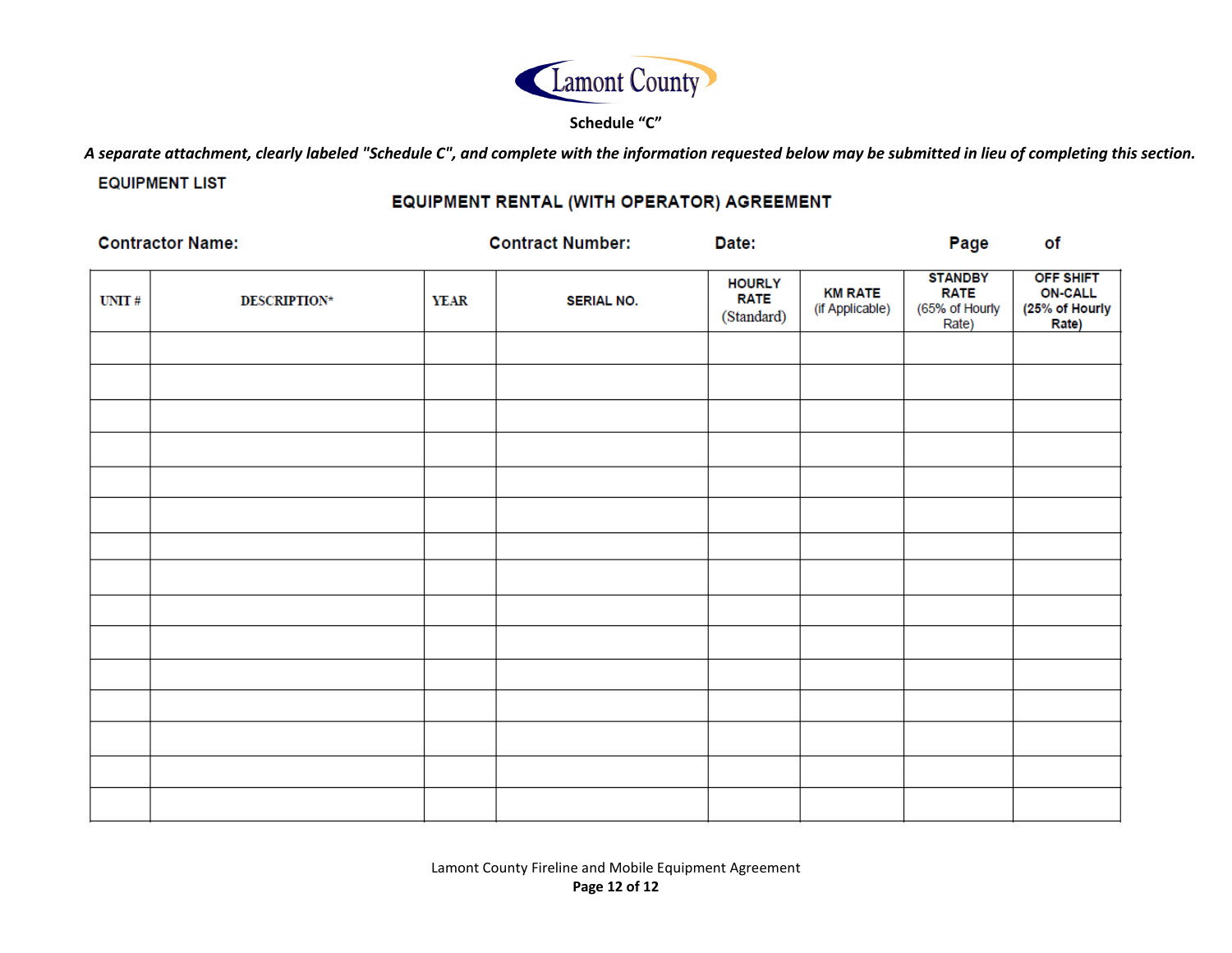Lamont County

**Schedule "C"**

***A separate attachment, clearly labeled "Schedule C", and complete with the information requested below may be submitted in lieu of completing this section.***

**EQUIPMENT LIST**

## EQUIPMENT RENTAL (WITH OPERATOR) AGREEMENT

**Contractor Name:** **Contract Number:** **Date:** **Page** **of**

| UNIT # | DESCRIPTION* | YEAR | SERIAL NO. | HOURLY RATE (Standard) | KM RATE (if Applicable) | STANDBY RATE (65% of Hourly Rate) | OFF SHIFT ON-CALL (25% of Hourly Rate) |
|---|---|---|---|---|---|---|---|
| | | | | | | | |
| | | | | | | | |
| | | | | | | | |
| | | | | | | | |
| | | | | | | | |
| | | | | | | | |
| | | | | | | | |
| | | | | | | | |
| | | | | | | | |
| | | | | | | | |
| | | | | | | | |
| | | | | | | | |
| | | | | | | | |
| | | | | | | | |
| | | | | | | | |